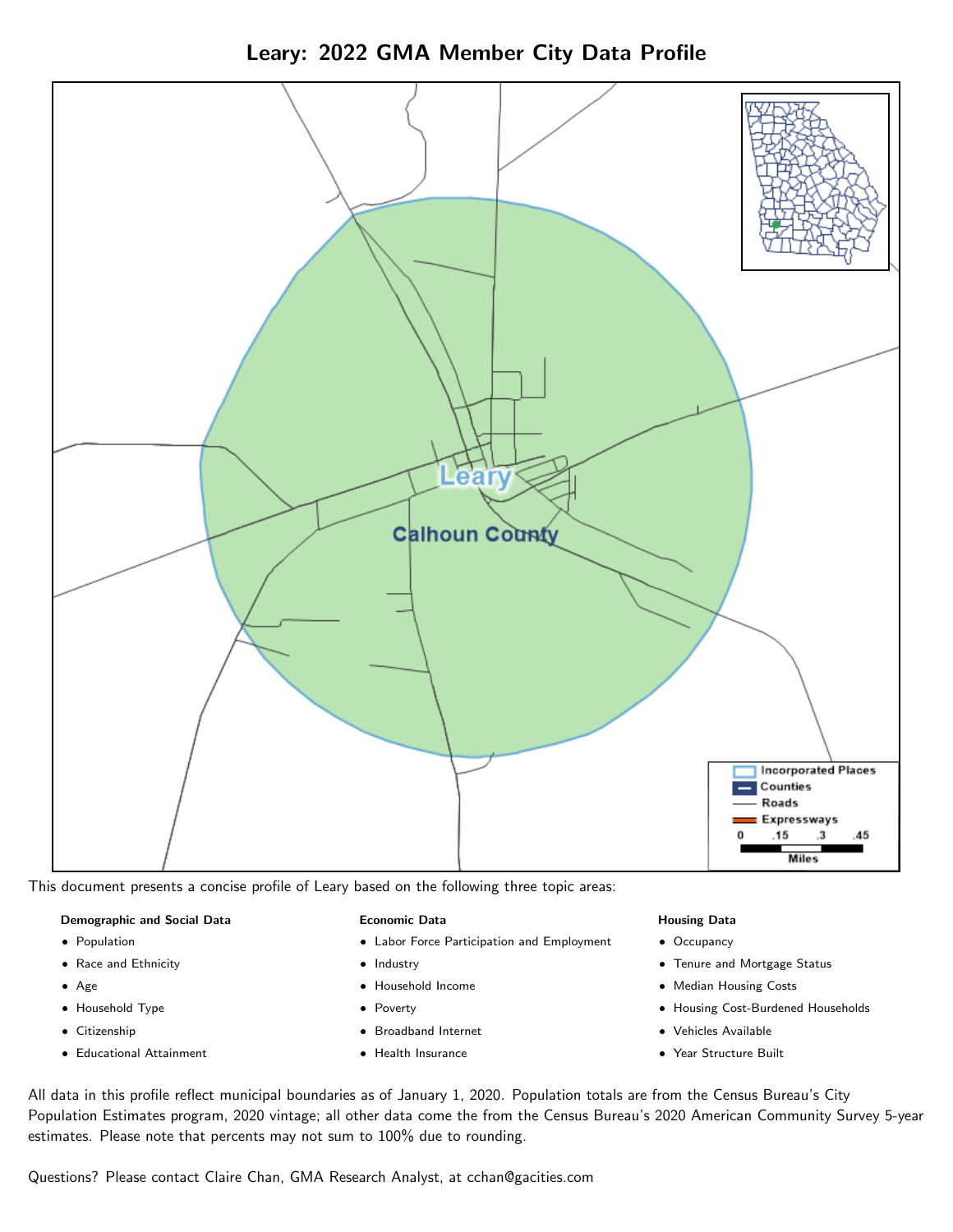# Leary: 2022 GMA Member City Data Profile

This document presents a concise profile of Leary based on the following three topic areas:

**Demographic and Social Data**

- Population
- Race and Ethnicity
- Age
- Household Type
- Citizenship
- Educational Attainment

**Economic Data**

- Labor Force Participation and Employment
- Industry
- Household Income
- Poverty
- Broadband Internet
- Health Insurance

**Housing Data**

- Occupancy
- Tenure and Mortgage Status
- Median Housing Costs
- Housing Cost-Burdened Households
- Vehicles Available
- Year Structure Built

All data in this profile reflect municipal boundaries as of January 1, 2020. Population totals are from the Census Bureau's City Population Estimates program, 2020 vintage; all other data come the from the Census Bureau's 2020 American Community Survey 5-year estimates. Please note that percents may not sum to 100% due to rounding.

Questions? Please contact Claire Chan, GMA Research Analyst, at cchan@gacities.com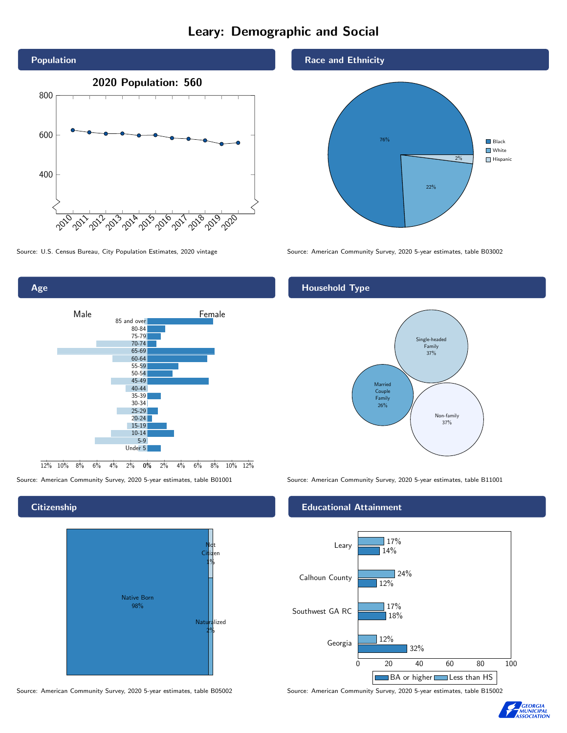# Leary: Demographic and Social

## Population

2020 Population: 560

Source: U.S. Census Bureau, City Population Estimates, 2020 vintage

## Race and Ethnicity

| | |
|---|---|
| Black | 76% |
| White | 22% |
| Hispanic | 2% |

Source: American Community Survey, 2020 5-year estimates, table B03002

## Age

Source: American Community Survey, 2020 5-year estimates, table B01001

## Household Type

| | |
|---|---|
| Single-headed Family | 37% |
| Married Couple Family | 26% |
| Non-family | 37% |

Source: American Community Survey, 2020 5-year estimates, table B11001

## Citizenship

| | |
|---|---|
| Native Born | 98% |
| Not Citizen | 1% |
| Naturalized | 2% |

Source: American Community Survey, 2020 5-year estimates, table B05002

## Educational Attainment

| | Less than HS | BA or higher |
|---|---|---|
| Leary | 17% | 14% |
| Calhoun County | 24% | 12% |
| Southwest GA RC | 17% | 18% |
| Georgia | 12% | 32% |

Source: American Community Survey, 2020 5-year estimates, table B15002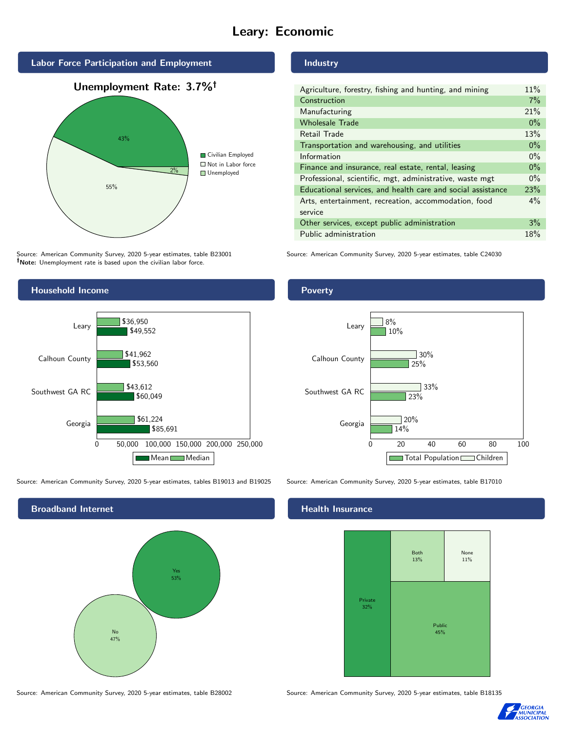# Leary: Economic

## Labor Force Participation and Employment

**Unemployment Rate: 3.7%†**

| Category | Percent |
|---|---|
| Civilian Employed | 43% |
| Not in Labor force | 55% |
| Unemployed | 2% |

Source: American Community Survey, 2020 5-year estimates, table B23001
**†Note:** Unemployment rate is based upon the civilian labor force.

## Industry

| Industry | Percent |
|---|---|
| Agriculture, forestry, fishing and hunting, and mining | 11% |
| Construction | 7% |
| Manufacturing | 21% |
| Wholesale Trade | 0% |
| Retail Trade | 13% |
| Transportation and warehousing, and utilities | 0% |
| Information | 0% |
| Finance and insurance, real estate, rental, leasing | 0% |
| Professional, scientific, mgt, administrative, waste mgt | 0% |
| Educational services, and health care and social assistance | 23% |
| Arts, entertainment, recreation, accommodation, food service | 4% |
| Other services, except public administration | 3% |
| Public administration | 18% |

Source: American Community Survey, 2020 5-year estimates, table C24030

## Household Income

| | Median | Mean |
|---|---|---|
| Leary | $36,950 | $49,552 |
| Calhoun County | $41,962 | $53,560 |
| Southwest GA RC | $43,612 | $60,049 |
| Georgia | $61,224 | $85,691 |

Source: American Community Survey, 2020 5-year estimates, tables B19013 and B19025

## Poverty

| | Children | Total Population |
|---|---|---|
| Leary | 8% | 10% |
| Calhoun County | 30% | 25% |
| Southwest GA RC | 33% | 23% |
| Georgia | 20% | 14% |

Source: American Community Survey, 2020 5-year estimates, table B17010

## Broadband Internet

| | Percent |
|---|---|
| Yes | 53% |
| No | 47% |

Source: American Community Survey, 2020 5-year estimates, table B28002

## Health Insurance

| Type | Percent |
|---|---|
| Private | 32% |
| Both | 13% |
| None | 11% |
| Public | 45% |

Source: American Community Survey, 2020 5-year estimates, table B18135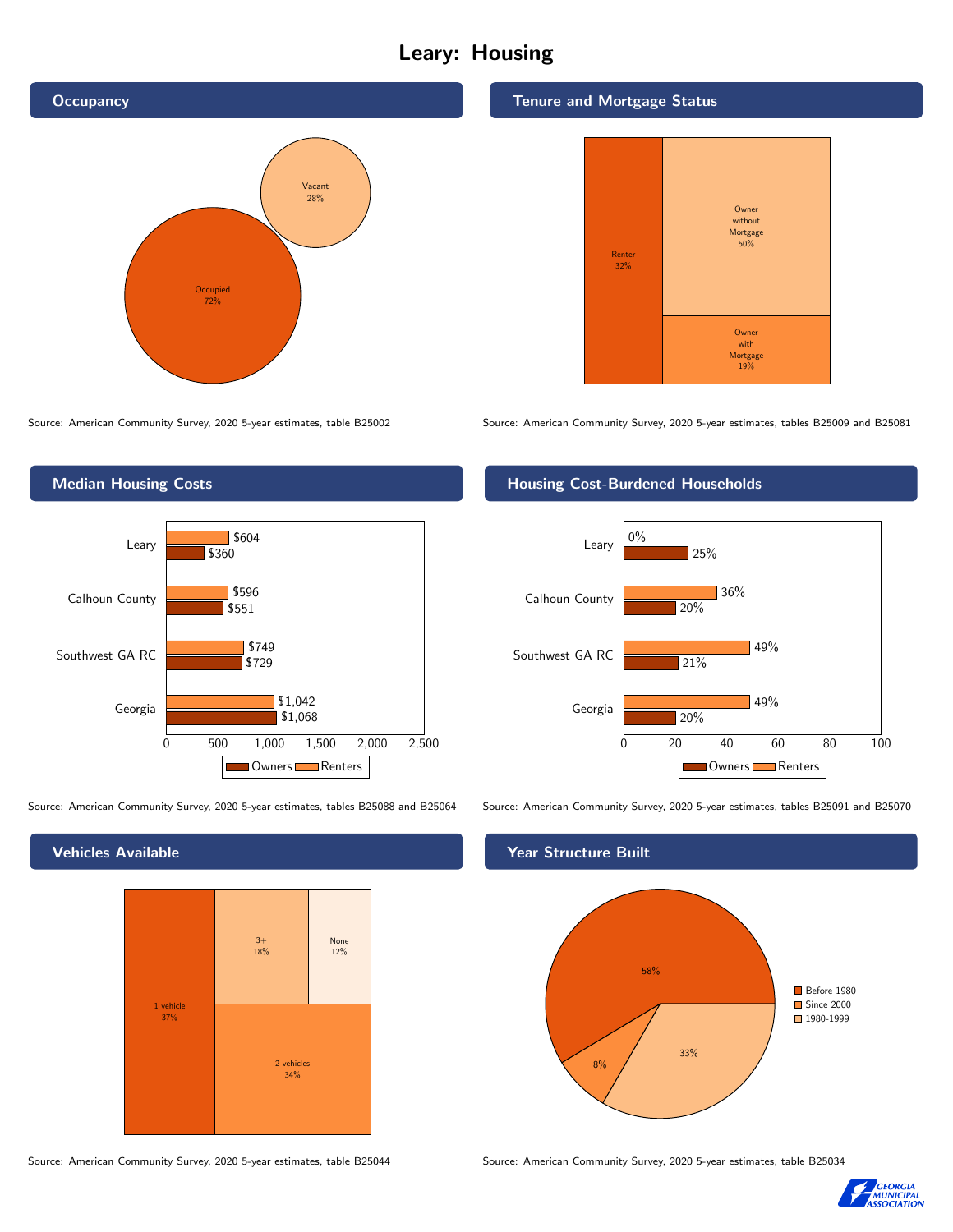# Leary: Housing

## Occupancy

Vacant
28%

Occupied
72%

Source: American Community Survey, 2020 5-year estimates, table B25002

## Tenure and Mortgage Status

Renter
32%

Owner
without
Mortgage
50%

Owner
with
Mortgage
19%

Source: American Community Survey, 2020 5-year estimates, tables B25009 and B25081

## Median Housing Costs

Leary
$604
$360

Calhoun County
$596
$551

Southwest GA RC
$749
$729

Georgia
$1,042
$1,068

0
500
1,000
1,500
2,000
2,500

Owners
Renters

Source: American Community Survey, 2020 5-year estimates, tables B25088 and B25064

## Housing Cost-Burdened Households

Leary
0%
25%

Calhoun County
36%
20%

Southwest GA RC
49%
21%

Georgia
49%
20%

0
20
40
60
80
100

Owners
Renters

Source: American Community Survey, 2020 5-year estimates, tables B25091 and B25070

## Vehicles Available

1 vehicle
37%

3+
18%

None
12%

2 vehicles
34%

Source: American Community Survey, 2020 5-year estimates, table B25044

## Year Structure Built

58%

8%

33%

Before 1980
Since 2000
1980-1999

Source: American Community Survey, 2020 5-year estimates, table B25034